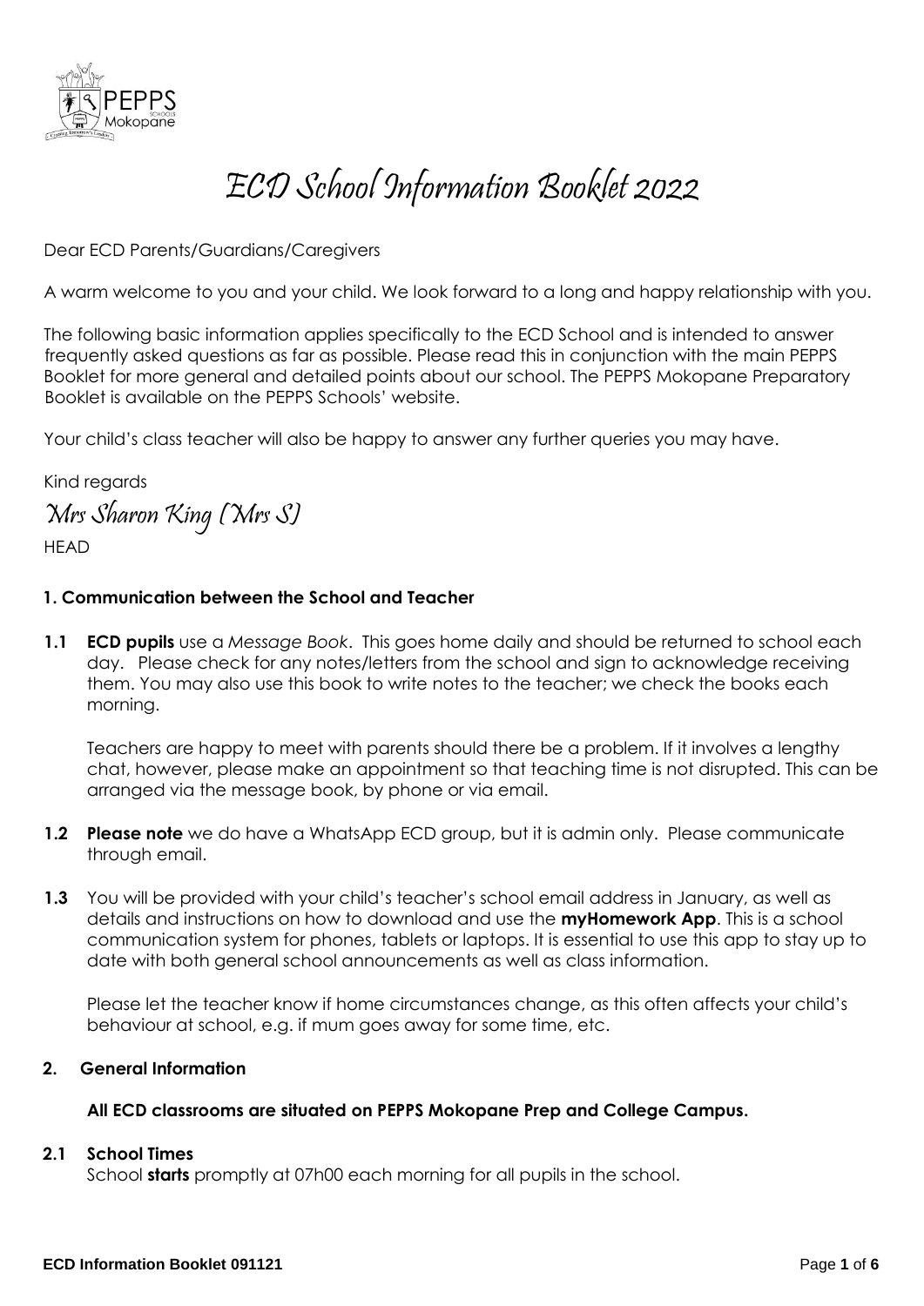# ECD School Information Booklet 2022

Dear ECD Parents/Guardians/Caregivers

A warm welcome to you and your child. We look forward to a long and happy relationship with you.

The following basic information applies specifically to the ECD School and is intended to answer frequently asked questions as far as possible. Please read this in conjunction with the main PEPPS Booklet for more general and detailed points about our school. The PEPPS Mokopane Preparatory Booklet is available on the PEPPS Schools' website.

Your child's class teacher will also be happy to answer any further queries you may have.

Kind regards

*Mrs Sharon King (Mrs S)*

HEAD

### 1. Communication between the School and Teacher

**1.1** **ECD pupils** use a *Message Book*. This goes home daily and should be returned to school each day. Please check for any notes/letters from the school and sign to acknowledge receiving them. You may also use this book to write notes to the teacher; we check the books each morning.

Teachers are happy to meet with parents should there be a problem. If it involves a lengthy chat, however, please make an appointment so that teaching time is not disrupted. This can be arranged via the message book, by phone or via email.

**1.2** **Please note** we do have a WhatsApp ECD group, but it is admin only. Please communicate through email.

**1.3** You will be provided with your child's teacher's school email address in January, as well as details and instructions on how to download and use the **myHomework App**. This is a school communication system for phones, tablets or laptops. It is essential to use this app to stay up to date with both general school announcements as well as class information.

Please let the teacher know if home circumstances change, as this often affects your child's behaviour at school, e.g. if mum goes away for some time, etc.

### 2. General Information

**All ECD classrooms are situated on PEPPS Mokopane Prep and College Campus.**

**2.1 School Times**

School **starts** promptly at 07h00 each morning for all pupils in the school.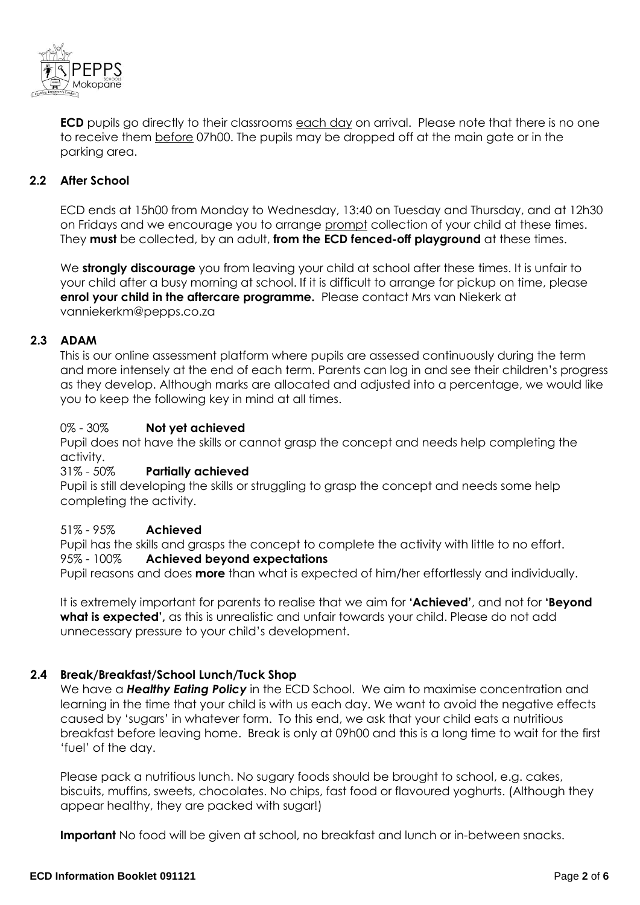**ECD** pupils go directly to their classrooms each day on arrival. Please note that there is no one to receive them before 07h00. The pupils may be dropped off at the main gate or in the parking area.

### 2.2 After School

ECD ends at 15h00 from Monday to Wednesday, 13:40 on Tuesday and Thursday, and at 12h30 on Fridays and we encourage you to arrange prompt collection of your child at these times. They **must** be collected, by an adult, **from the ECD fenced-off playground** at these times.

We **strongly discourage** you from leaving your child at school after these times. It is unfair to your child after a busy morning at school. If it is difficult to arrange for pickup on time, please **enrol your child in the aftercare programme.** Please contact Mrs van Niekerk at vanniekerkm@pepps.co.za

### 2.3 ADAM

This is our online assessment platform where pupils are assessed continuously during the term and more intensely at the end of each term. Parents can log in and see their children's progress as they develop. Although marks are allocated and adjusted into a percentage, we would like you to keep the following key in mind at all times.

0% - 30% **Not yet achieved**
Pupil does not have the skills or cannot grasp the concept and needs help completing the activity.

31% - 50% **Partially achieved**
Pupil is still developing the skills or struggling to grasp the concept and needs some help completing the activity.

51% - 95% **Achieved**
Pupil has the skills and grasps the concept to complete the activity with little to no effort.

95% - 100% **Achieved beyond expectations**
Pupil reasons and does **more** than what is expected of him/her effortlessly and individually.

It is extremely important for parents to realise that we aim for **'Achieved'**, and not for **'Beyond what is expected',** as this is unrealistic and unfair towards your child. Please do not add unnecessary pressure to your child's development.

### 2.4 Break/Breakfast/School Lunch/Tuck Shop

We have a ***Healthy Eating Policy*** in the ECD School. We aim to maximise concentration and learning in the time that your child is with us each day. We want to avoid the negative effects caused by 'sugars' in whatever form. To this end, we ask that your child eats a nutritious breakfast before leaving home. Break is only at 09h00 and this is a long time to wait for the first 'fuel' of the day.

Please pack a nutritious lunch. No sugary foods should be brought to school, e.g. cakes, biscuits, muffins, sweets, chocolates. No chips, fast food or flavoured yoghurts. (Although they appear healthy, they are packed with sugar!)

**Important** No food will be given at school, no breakfast and lunch or in-between snacks.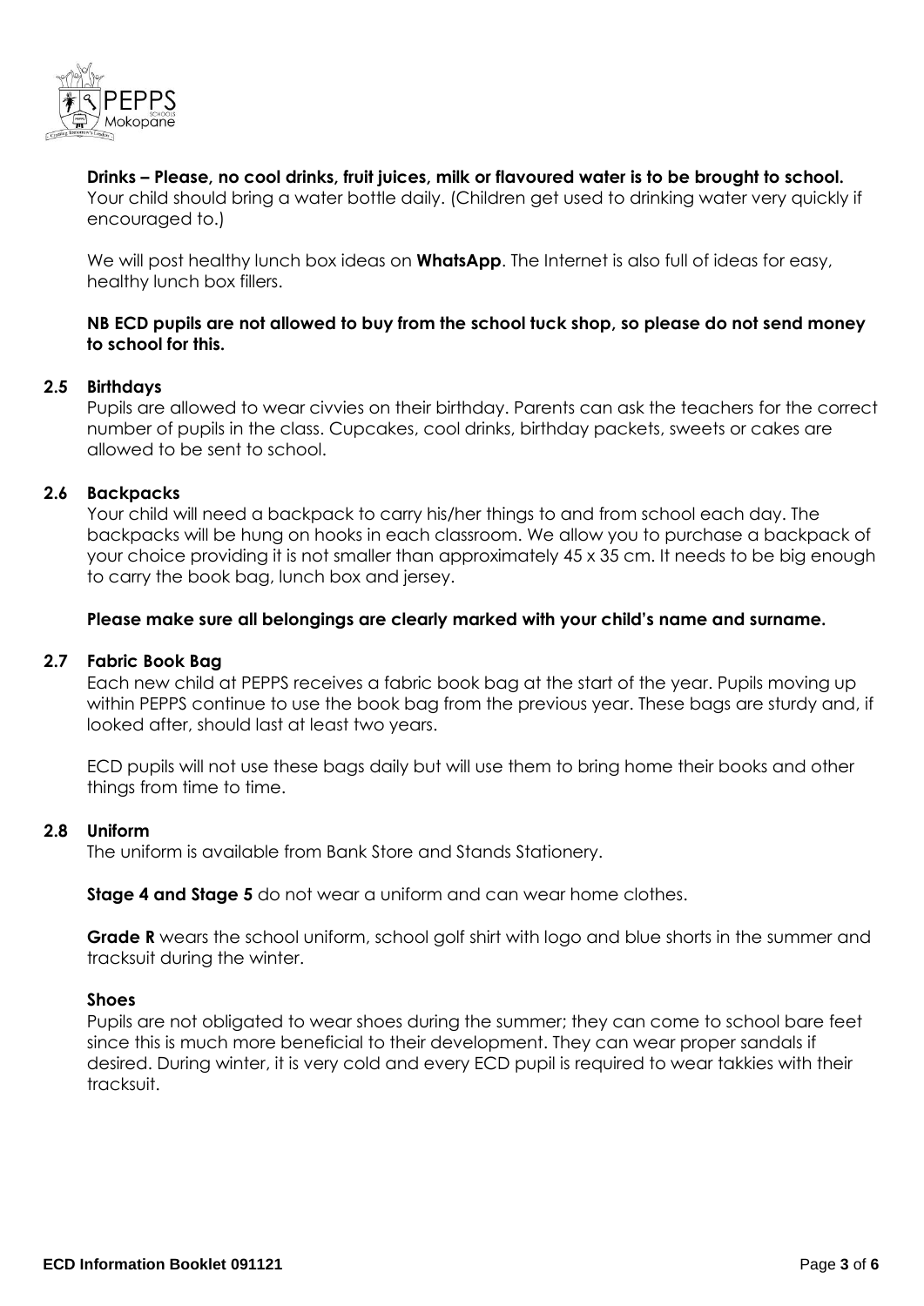**Drinks – Please, no cool drinks, fruit juices, milk or flavoured water is to be brought to school.** Your child should bring a water bottle daily. (Children get used to drinking water very quickly if encouraged to.)

We will post healthy lunch box ideas on **WhatsApp**. The Internet is also full of ideas for easy, healthy lunch box fillers.

**NB ECD pupils are not allowed to buy from the school tuck shop, so please do not send money to school for this.**

### 2.5 Birthdays

Pupils are allowed to wear civvies on their birthday. Parents can ask the teachers for the correct number of pupils in the class. Cupcakes, cool drinks, birthday packets, sweets or cakes are allowed to be sent to school.

### 2.6 Backpacks

Your child will need a backpack to carry his/her things to and from school each day. The backpacks will be hung on hooks in each classroom. We allow you to purchase a backpack of your choice providing it is not smaller than approximately 45 x 35 cm. It needs to be big enough to carry the book bag, lunch box and jersey.

**Please make sure all belongings are clearly marked with your child's name and surname.**

### 2.7 Fabric Book Bag

Each new child at PEPPS receives a fabric book bag at the start of the year. Pupils moving up within PEPPS continue to use the book bag from the previous year. These bags are sturdy and, if looked after, should last at least two years.

ECD pupils will not use these bags daily but will use them to bring home their books and other things from time to time.

### 2.8 Uniform

The uniform is available from Bank Store and Stands Stationery.

**Stage 4 and Stage 5** do not wear a uniform and can wear home clothes.

**Grade R** wears the school uniform, school golf shirt with logo and blue shorts in the summer and tracksuit during the winter.

**Shoes**

Pupils are not obligated to wear shoes during the summer; they can come to school bare feet since this is much more beneficial to their development. They can wear proper sandals if desired. During winter, it is very cold and every ECD pupil is required to wear takkies with their tracksuit.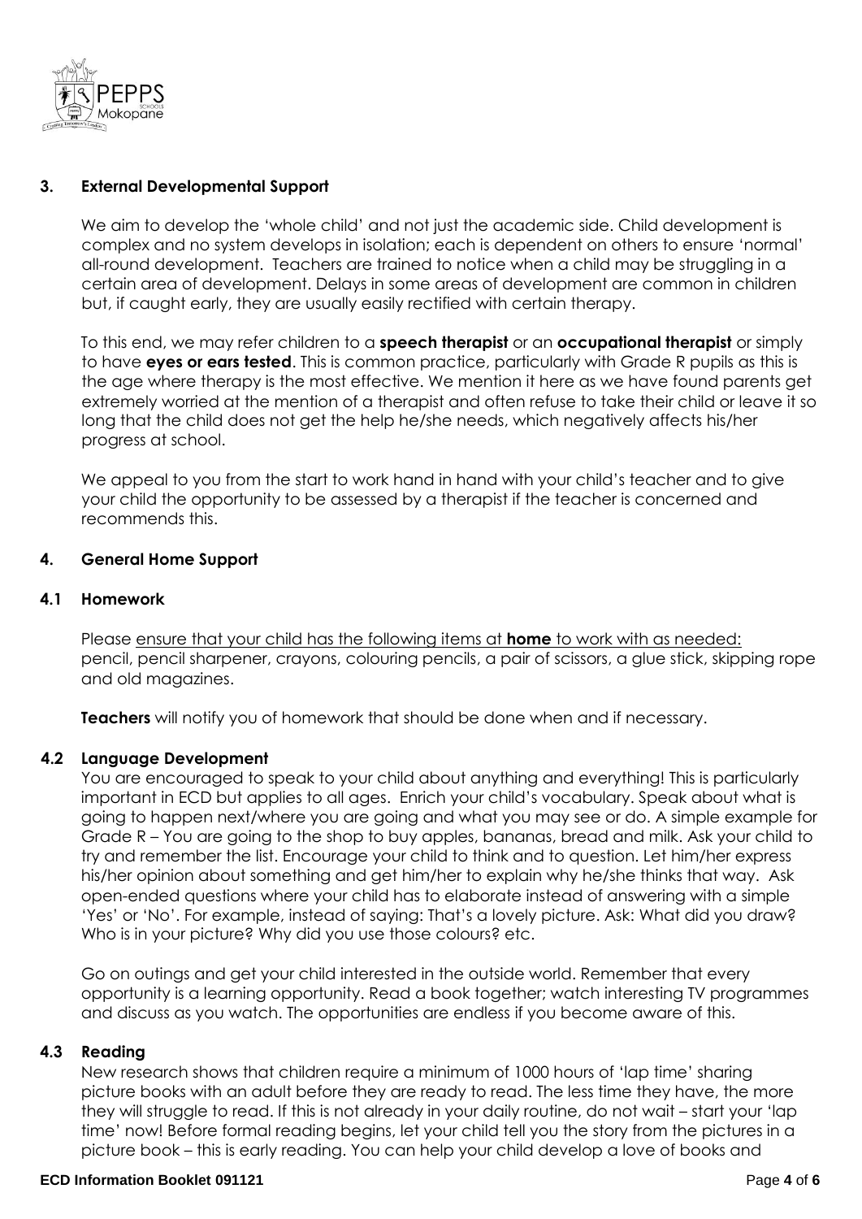## 3. External Developmental Support

We aim to develop the 'whole child' and not just the academic side. Child development is complex and no system develops in isolation; each is dependent on others to ensure 'normal' all-round development. Teachers are trained to notice when a child may be struggling in a certain area of development. Delays in some areas of development are common in children but, if caught early, they are usually easily rectified with certain therapy.

To this end, we may refer children to a **speech therapist** or an **occupational therapist** or simply to have **eyes or ears tested**. This is common practice, particularly with Grade R pupils as this is the age where therapy is the most effective. We mention it here as we have found parents get extremely worried at the mention of a therapist and often refuse to take their child or leave it so long that the child does not get the help he/she needs, which negatively affects his/her progress at school.

We appeal to you from the start to work hand in hand with your child's teacher and to give your child the opportunity to be assessed by a therapist if the teacher is concerned and recommends this.

## 4. General Home Support

### 4.1 Homework

Please <u>ensure that your child has the following items at **home** to work with as needed:</u> pencil, pencil sharpener, crayons, colouring pencils, a pair of scissors, a glue stick, skipping rope and old magazines.

**Teachers** will notify you of homework that should be done when and if necessary.

### 4.2 Language Development

You are encouraged to speak to your child about anything and everything! This is particularly important in ECD but applies to all ages. Enrich your child's vocabulary. Speak about what is going to happen next/where you are going and what you may see or do. A simple example for Grade R – You are going to the shop to buy apples, bananas, bread and milk. Ask your child to try and remember the list. Encourage your child to think and to question. Let him/her express his/her opinion about something and get him/her to explain why he/she thinks that way. Ask open-ended questions where your child has to elaborate instead of answering with a simple 'Yes' or 'No'. For example, instead of saying: That's a lovely picture. Ask: What did you draw? Who is in your picture? Why did you use those colours? etc.

Go on outings and get your child interested in the outside world. Remember that every opportunity is a learning opportunity. Read a book together; watch interesting TV programmes and discuss as you watch. The opportunities are endless if you become aware of this.

### 4.3 Reading

New research shows that children require a minimum of 1000 hours of 'lap time' sharing picture books with an adult before they are ready to read. The less time they have, the more they will struggle to read. If this is not already in your daily routine, do not wait – start your 'lap time' now! Before formal reading begins, let your child tell you the story from the pictures in a picture book – this is early reading. You can help your child develop a love of books and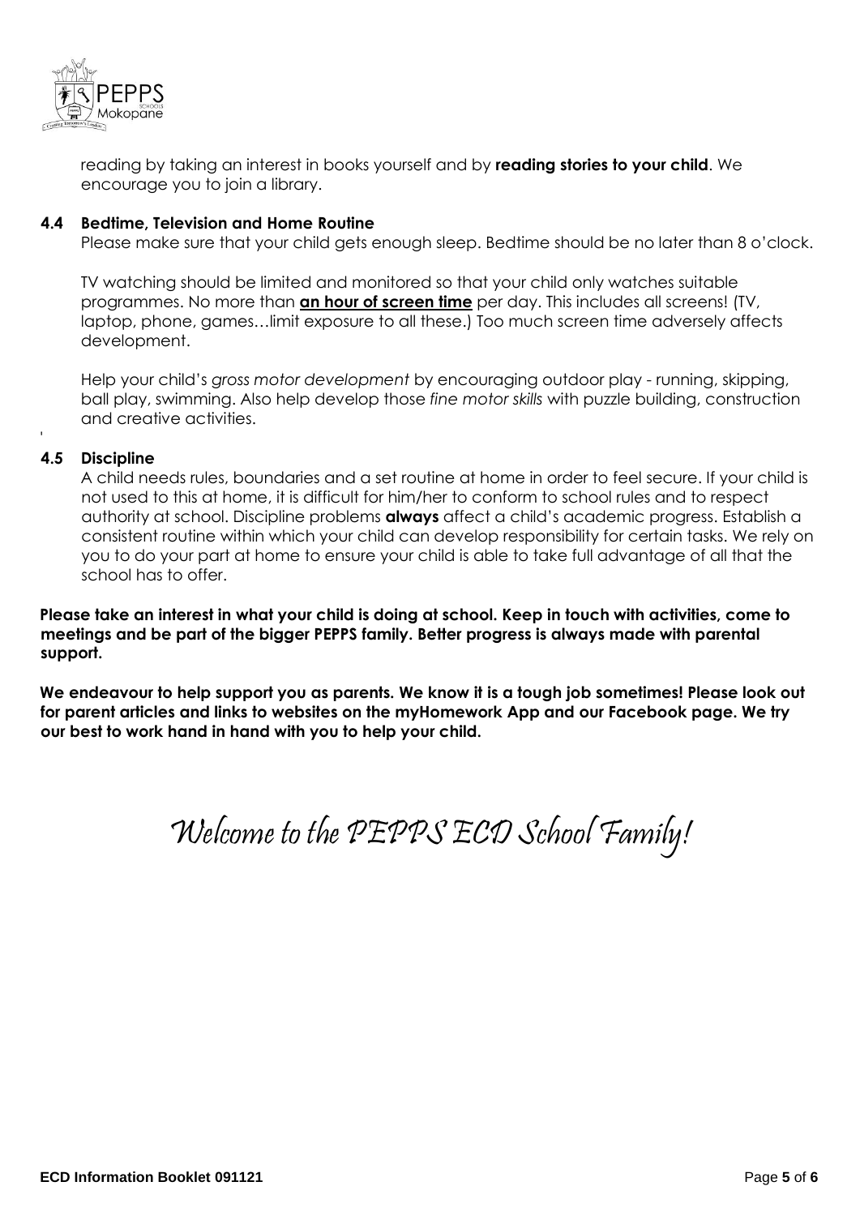reading by taking an interest in books yourself and by **reading stories to your child**. We encourage you to join a library.

### 4.4 Bedtime, Television and Home Routine

Please make sure that your child gets enough sleep. Bedtime should be no later than 8 o'clock.

TV watching should be limited and monitored so that your child only watches suitable programmes. No more than **an hour of screen time** per day. This includes all screens! (TV, laptop, phone, games…limit exposure to all these.) Too much screen time adversely affects development.

Help your child's *gross motor development* by encouraging outdoor play - running, skipping, ball play, swimming. Also help develop those *fine motor skills* with puzzle building, construction and creative activities.

### 4.5 Discipline

A child needs rules, boundaries and a set routine at home in order to feel secure. If your child is not used to this at home, it is difficult for him/her to conform to school rules and to respect authority at school. Discipline problems **always** affect a child's academic progress. Establish a consistent routine within which your child can develop responsibility for certain tasks. We rely on you to do your part at home to ensure your child is able to take full advantage of all that the school has to offer.

**Please take an interest in what your child is doing at school. Keep in touch with activities, come to meetings and be part of the bigger PEPPS family. Better progress is always made with parental support.**

**We endeavour to help support you as parents. We know it is a tough job sometimes! Please look out for parent articles and links to websites on the myHomework App and our Facebook page. We try our best to work hand in hand with you to help your child.**

*Welcome to the PEPPS ECD School Family!*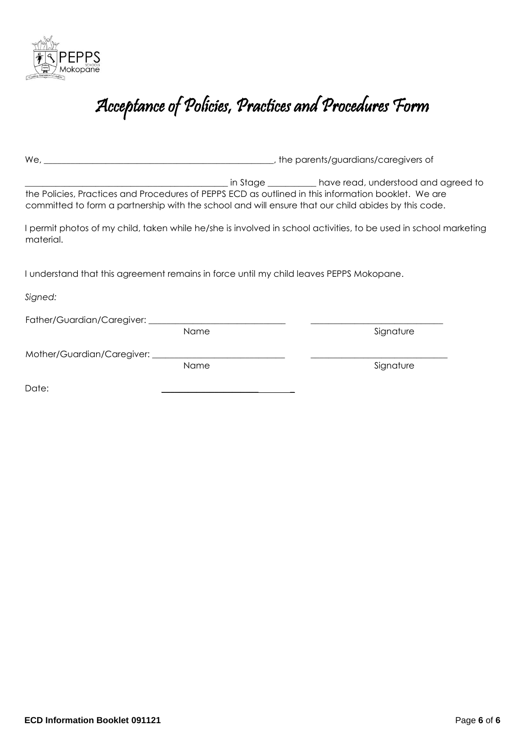# Acceptance of Policies, Practices and Procedures Form

We, ____________________________________________________, the parents/guardians/caregivers of

_______________________________________________ in Stage ___________ have read, understood and agreed to the Policies, Practices and Procedures of PEPPS ECD as outlined in this information booklet. We are committed to form a partnership with the school and will ensure that our child abides by this code.

I permit photos of my child, taken while he/she is involved in school activities, to be used in school marketing material.

I understand that this agreement remains in force until my child leaves PEPPS Mokopane.

*Signed:*

Father/Guardian/Caregiver: _______________________________ _______________________________

Name Signature

Mother/Guardian/Caregiver: _______________________________ _______________________________

Name Signature

Date: _______________________________

ECD Information Booklet 091121